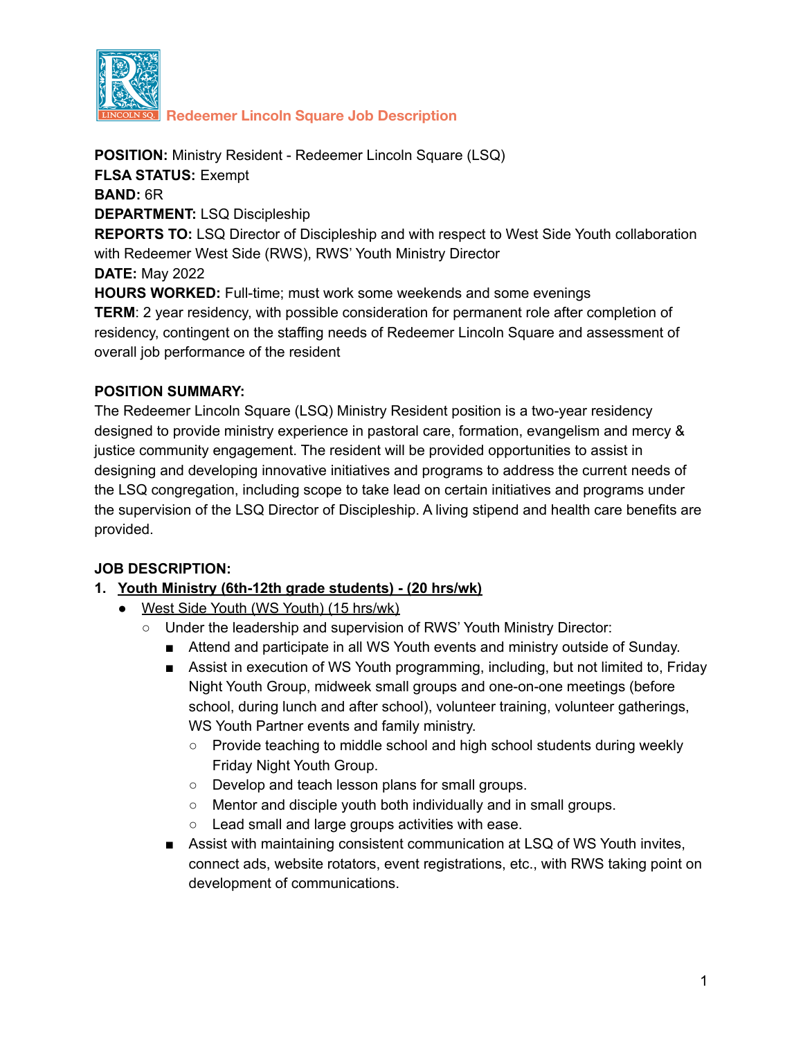**Redeemer Lincoln Square Job Description**

**POSITION:** Ministry Resident - Redeemer Lincoln Square (LSQ)
**FLSA STATUS:** Exempt
**BAND:** 6R
**DEPARTMENT:** LSQ Discipleship
**REPORTS TO:** LSQ Director of Discipleship and with respect to West Side Youth collaboration with Redeemer West Side (RWS), RWS' Youth Ministry Director
**DATE:** May 2022
**HOURS WORKED:** Full-time; must work some weekends and some evenings
**TERM**: 2 year residency, with possible consideration for permanent role after completion of residency, contingent on the staffing needs of Redeemer Lincoln Square and assessment of overall job performance of the resident

**POSITION SUMMARY:**
The Redeemer Lincoln Square (LSQ) Ministry Resident position is a two-year residency designed to provide ministry experience in pastoral care, formation, evangelism and mercy & justice community engagement. The resident will be provided opportunities to assist in designing and developing innovative initiatives and programs to address the current needs of the LSQ congregation, including scope to take lead on certain initiatives and programs under the supervision of the LSQ Director of Discipleship. A living stipend and health care benefits are provided.

**JOB DESCRIPTION:**

1. <u>Youth Ministry (6th-12th grade students) - (20 hrs/wk)</u>
   - <u>West Side Youth (WS Youth) (15 hrs/wk)</u>
     - Under the leadership and supervision of RWS' Youth Ministry Director:
       - Attend and participate in all WS Youth events and ministry outside of Sunday.
       - Assist in execution of WS Youth programming, including, but not limited to, Friday Night Youth Group, midweek small groups and one-on-one meetings (before school, during lunch and after school), volunteer training, volunteer gatherings, WS Youth Partner events and family ministry.
         - Provide teaching to middle school and high school students during weekly Friday Night Youth Group.
         - Develop and teach lesson plans for small groups.
         - Mentor and disciple youth both individually and in small groups.
         - Lead small and large groups activities with ease.
       - Assist with maintaining consistent communication at LSQ of WS Youth invites, connect ads, website rotators, event registrations, etc., with RWS taking point on development of communications.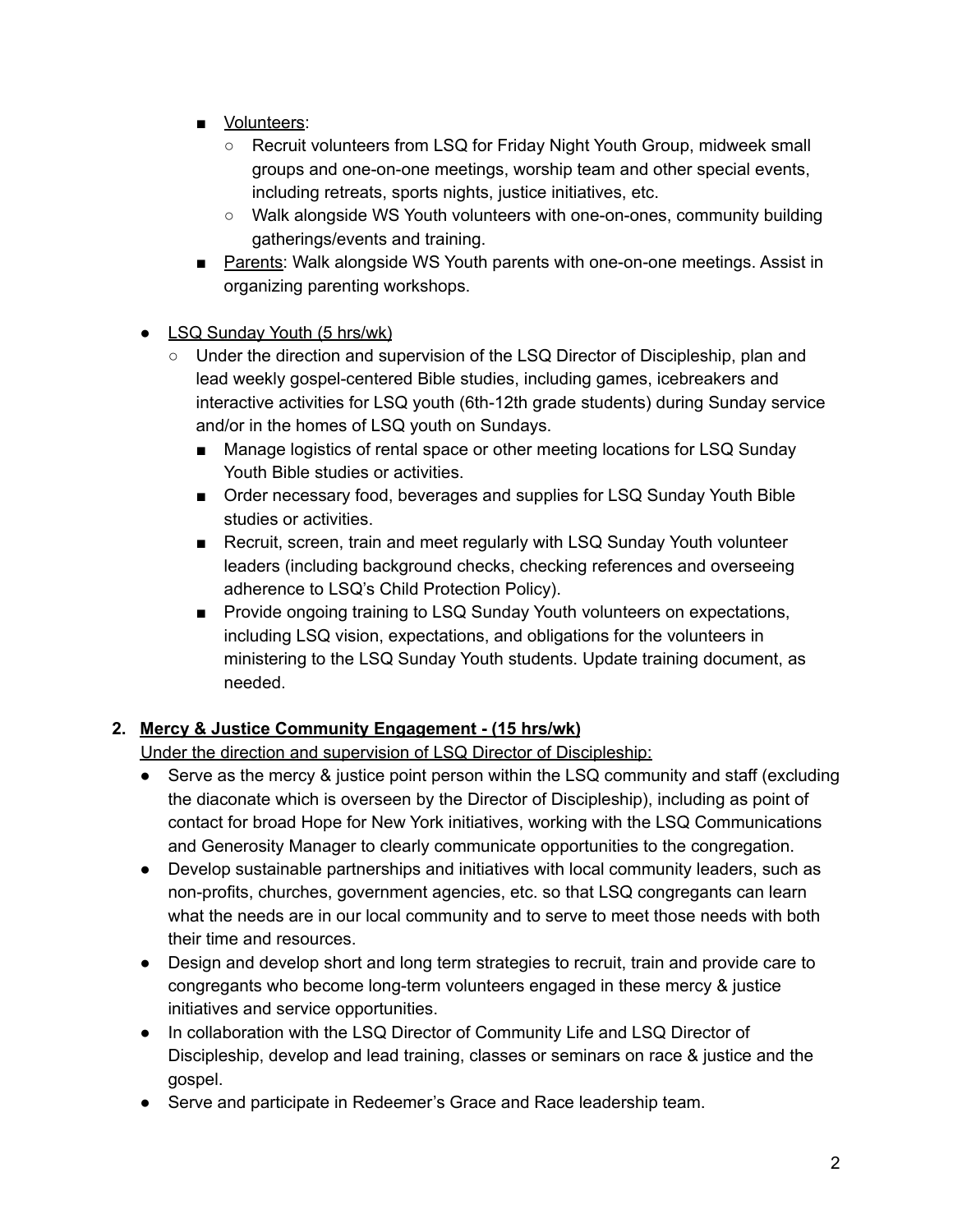- <u>Volunteers</u>:
            - Recruit volunteers from LSQ for Friday Night Youth Group, midweek small groups and one-on-one meetings, worship team and other special events, including retreats, sports nights, justice initiatives, etc.
            - Walk alongside WS Youth volunteers with one-on-ones, community building gatherings/events and training.
        - <u>Parents</u>: Walk alongside WS Youth parents with one-on-one meetings. Assist in organizing parenting workshops.

- <u>LSQ Sunday Youth (5 hrs/wk)</u>
    - Under the direction and supervision of the LSQ Director of Discipleship, plan and lead weekly gospel-centered Bible studies, including games, icebreakers and interactive activities for LSQ youth (6th-12th grade students) during Sunday service and/or in the homes of LSQ youth on Sundays.
        - Manage logistics of rental space or other meeting locations for LSQ Sunday Youth Bible studies or activities.
        - Order necessary food, beverages and supplies for LSQ Sunday Youth Bible studies or activities.
        - Recruit, screen, train and meet regularly with LSQ Sunday Youth volunteer leaders (including background checks, checking references and overseeing adherence to LSQ's Child Protection Policy).
        - Provide ongoing training to LSQ Sunday Youth volunteers on expectations, including LSQ vision, expectations, and obligations for the volunteers in ministering to the LSQ Sunday Youth students. Update training document, as needed.

2. **<u>Mercy & Justice Community Engagement - (15 hrs/wk)</u>**

<u>Under the direction and supervision of LSQ Director of Discipleship:</u>

- Serve as the mercy & justice point person within the LSQ community and staff (excluding the diaconate which is overseen by the Director of Discipleship), including as point of contact for broad Hope for New York initiatives, working with the LSQ Communications and Generosity Manager to clearly communicate opportunities to the congregation.
- Develop sustainable partnerships and initiatives with local community leaders, such as non-profits, churches, government agencies, etc. so that LSQ congregants can learn what the needs are in our local community and to serve to meet those needs with both their time and resources.
- Design and develop short and long term strategies to recruit, train and provide care to congregants who become long-term volunteers engaged in these mercy & justice initiatives and service opportunities.
- In collaboration with the LSQ Director of Community Life and LSQ Director of Discipleship, develop and lead training, classes or seminars on race & justice and the gospel.
- Serve and participate in Redeemer's Grace and Race leadership team.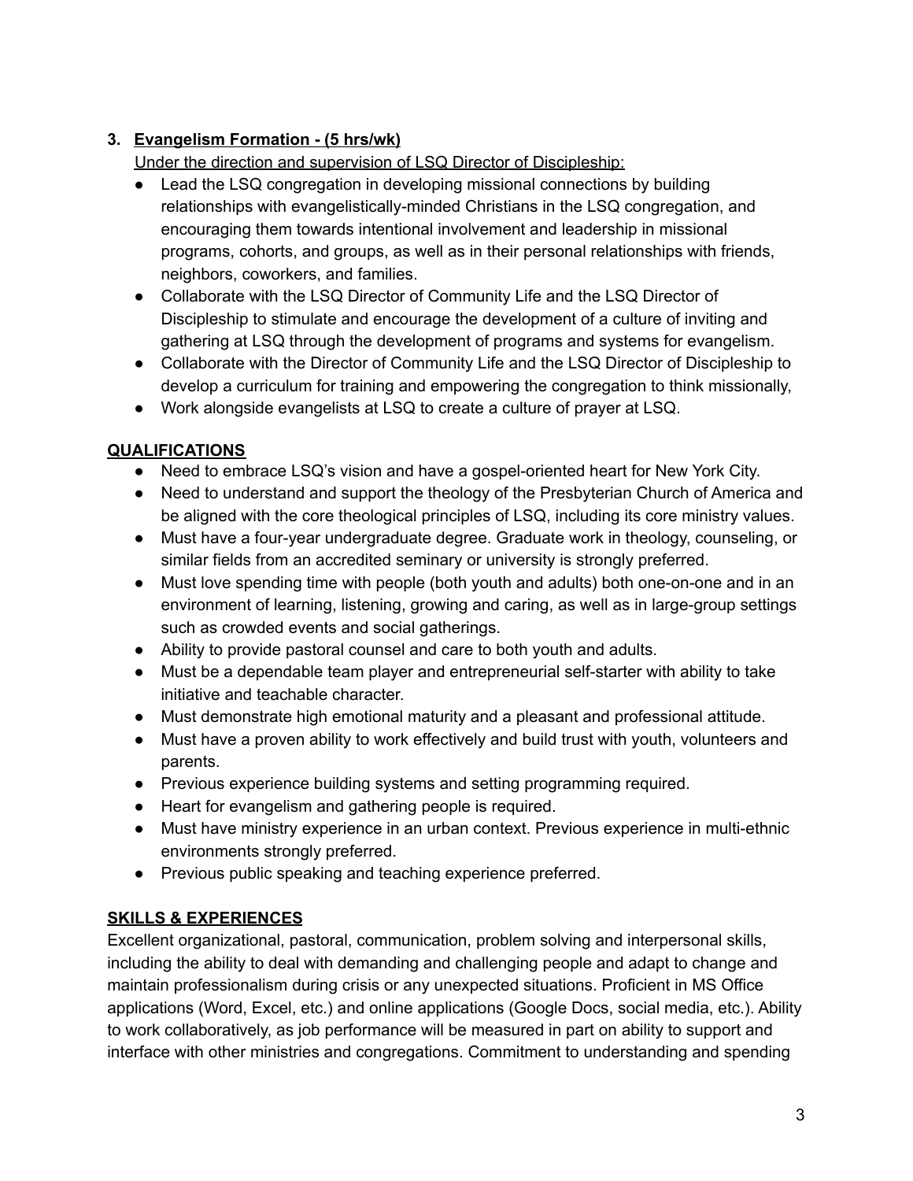3. **<u>Evangelism Formation - (5 hrs/wk)</u>**

   <u>Under the direction and supervision of LSQ Director of Discipleship:</u>

   - Lead the LSQ congregation in developing missional connections by building relationships with evangelistically-minded Christians in the LSQ congregation, and encouraging them towards intentional involvement and leadership in missional programs, cohorts, and groups, as well as in their personal relationships with friends, neighbors, coworkers, and families.
   - Collaborate with the LSQ Director of Community Life and the LSQ Director of Discipleship to stimulate and encourage the development of a culture of inviting and gathering at LSQ through the development of programs and systems for evangelism.
   - Collaborate with the Director of Community Life and the LSQ Director of Discipleship to develop a curriculum for training and empowering the congregation to think missionally,
   - Work alongside evangelists at LSQ to create a culture of prayer at LSQ.

## <u>QUALIFICATIONS</u>

- Need to embrace LSQ's vision and have a gospel-oriented heart for New York City.
- Need to understand and support the theology of the Presbyterian Church of America and be aligned with the core theological principles of LSQ, including its core ministry values.
- Must have a four-year undergraduate degree. Graduate work in theology, counseling, or similar fields from an accredited seminary or university is strongly preferred.
- Must love spending time with people (both youth and adults) both one-on-one and in an environment of learning, listening, growing and caring, as well as in large-group settings such as crowded events and social gatherings.
- Ability to provide pastoral counsel and care to both youth and adults.
- Must be a dependable team player and entrepreneurial self-starter with ability to take initiative and teachable character.
- Must demonstrate high emotional maturity and a pleasant and professional attitude.
- Must have a proven ability to work effectively and build trust with youth, volunteers and parents.
- Previous experience building systems and setting programming required.
- Heart for evangelism and gathering people is required.
- Must have ministry experience in an urban context. Previous experience in multi-ethnic environments strongly preferred.
- Previous public speaking and teaching experience preferred.

## <u>SKILLS & EXPERIENCES</u>

Excellent organizational, pastoral, communication, problem solving and interpersonal skills, including the ability to deal with demanding and challenging people and adapt to change and maintain professionalism during crisis or any unexpected situations. Proficient in MS Office applications (Word, Excel, etc.) and online applications (Google Docs, social media, etc.). Ability to work collaboratively, as job performance will be measured in part on ability to support and interface with other ministries and congregations. Commitment to understanding and spending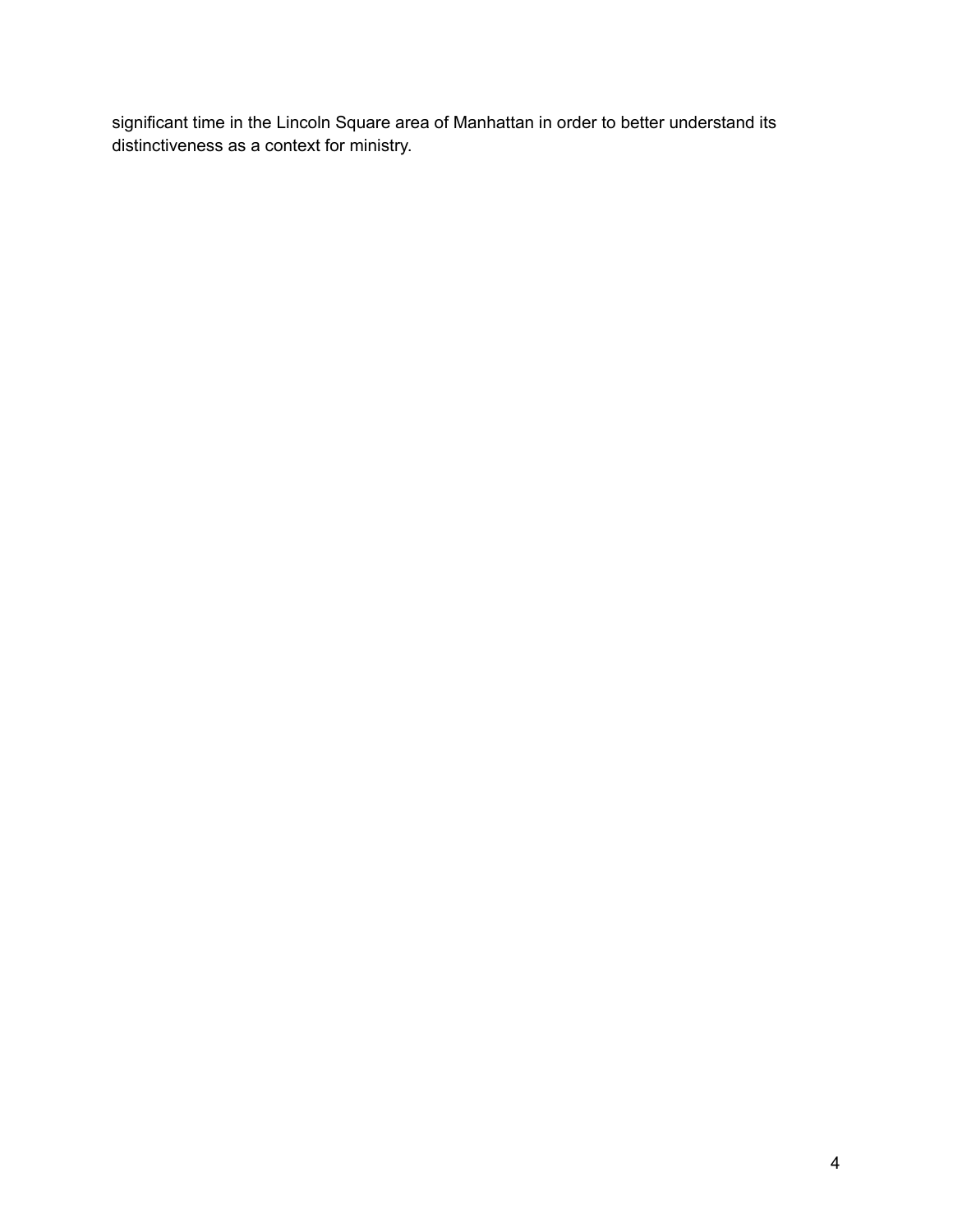significant time in the Lincoln Square area of Manhattan in order to better understand its distinctiveness as a context for ministry.